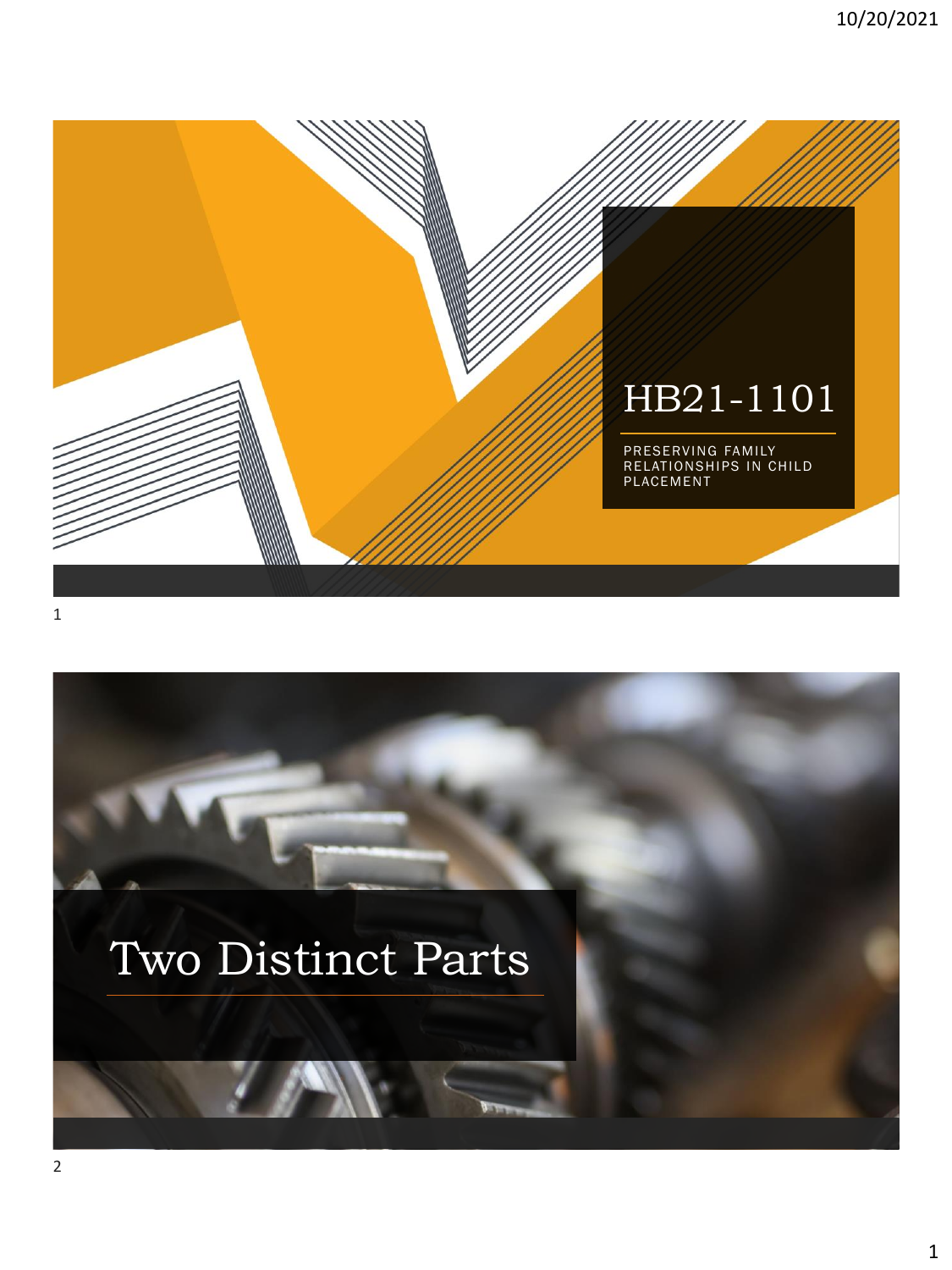# HB21-1101

PRESERVING FAMILY RELATIONSHIPS IN CHILD PLACEMENT

# Two Distinct Parts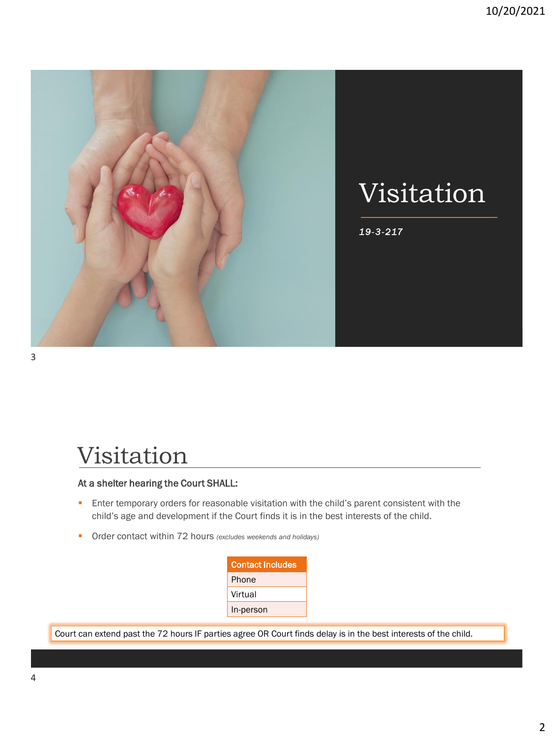# Visitation

*19-3-217*

# Visitation

**At a shelter hearing the Court SHALL:**

- Enter temporary orders for reasonable visitation with the child's parent consistent with the child's age and development if the Court finds it is in the best interests of the child.
- Order contact within 72 hours *(excludes weekends and holidays)*

| Contact Includes |
| --- |
| Phone |
| Virtual |
| In-person |

Court can extend past the 72 hours IF parties agree OR Court finds delay is in the best interests of the child.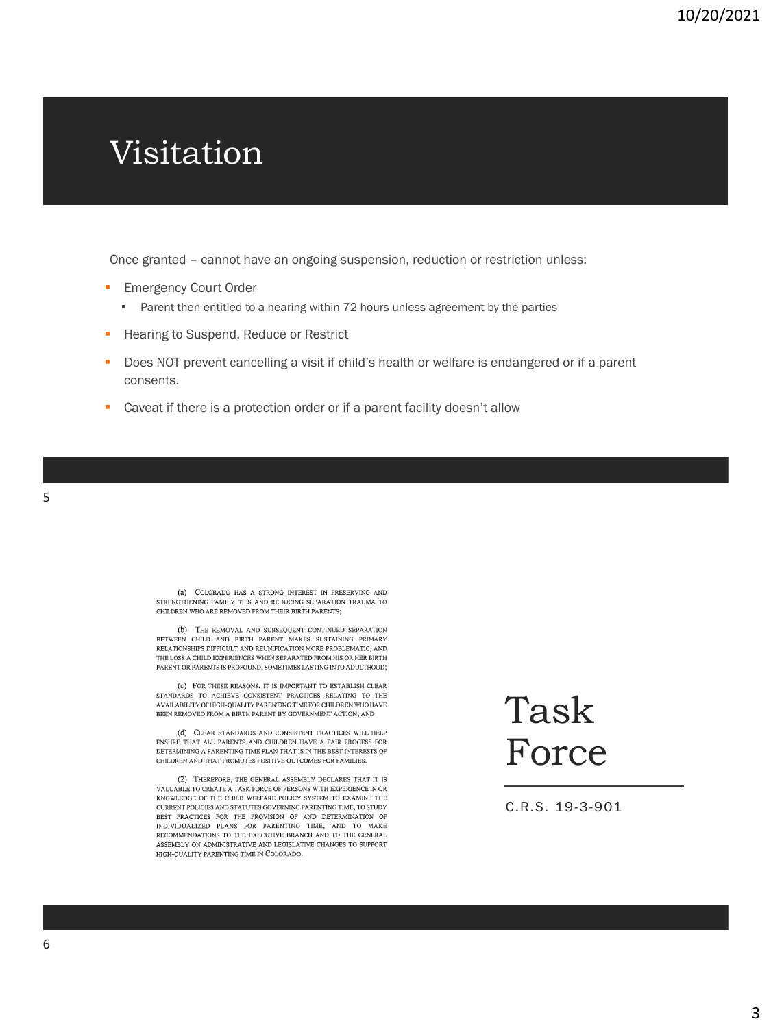# Visitation

Once granted – cannot have an ongoing suspension, reduction or restriction unless:

- Emergency Court Order
  - Parent then entitled to a hearing within 72 hours unless agreement by the parties
- Hearing to Suspend, Reduce or Restrict
- Does NOT prevent cancelling a visit if child's health or welfare is endangered or if a parent consents.
- Caveat if there is a protection order or if a parent facility doesn't allow

# Task Force

C.R.S. 19-3-901

(a) COLORADO HAS A STRONG INTEREST IN PRESERVING AND STRENGTHENING FAMILY TIES AND REDUCING SEPARATION TRAUMA TO CHILDREN WHO ARE REMOVED FROM THEIR BIRTH PARENTS;

(b) THE REMOVAL AND SUBSEQUENT CONTINUED SEPARATION BETWEEN CHILD AND BIRTH PARENT MAKES SUSTAINING PRIMARY RELATIONSHIPS DIFFICULT AND REUNIFICATION MORE PROBLEMATIC, AND THE LOSS A CHILD EXPERIENCES WHEN SEPARATED FROM HIS OR HER BIRTH PARENT OR PARENTS IS PROFOUND, SOMETIMES LASTING INTO ADULTHOOD;

(c) FOR THESE REASONS, IT IS IMPORTANT TO ESTABLISH CLEAR STANDARDS TO ACHIEVE CONSISTENT PRACTICES RELATING TO THE AVAILABILITY OF HIGH-QUALITY PARENTING TIME FOR CHILDREN WHO HAVE BEEN REMOVED FROM A BIRTH PARENT BY GOVERNMENT ACTION; AND

(d) CLEAR STANDARDS AND CONSISTENT PRACTICES WILL HELP ENSURE THAT ALL PARENTS AND CHILDREN HAVE A FAIR PROCESS FOR DETERMINING A PARENTING TIME PLAN THAT IS IN THE BEST INTERESTS OF CHILDREN AND THAT PROMOTES POSITIVE OUTCOMES FOR FAMILIES.

(2) THEREFORE, THE GENERAL ASSEMBLY DECLARES THAT IT IS VALUABLE TO CREATE A TASK FORCE OF PERSONS WITH EXPERIENCE IN OR KNOWLEDGE OF THE CHILD WELFARE POLICY SYSTEM TO EXAMINE THE CURRENT POLICIES AND STATUTES GOVERNING PARENTING TIME, TO STUDY BEST PRACTICES FOR THE PROVISION OF AND DETERMINATION OF INDIVIDUALIZED PLANS FOR PARENTING TIME, AND TO MAKE RECOMMENDATIONS TO THE EXECUTIVE BRANCH AND TO THE GENERAL ASSEMBLY ON ADMINISTRATIVE AND LEGISLATIVE CHANGES TO SUPPORT HIGH-QUALITY PARENTING TIME IN COLORADO.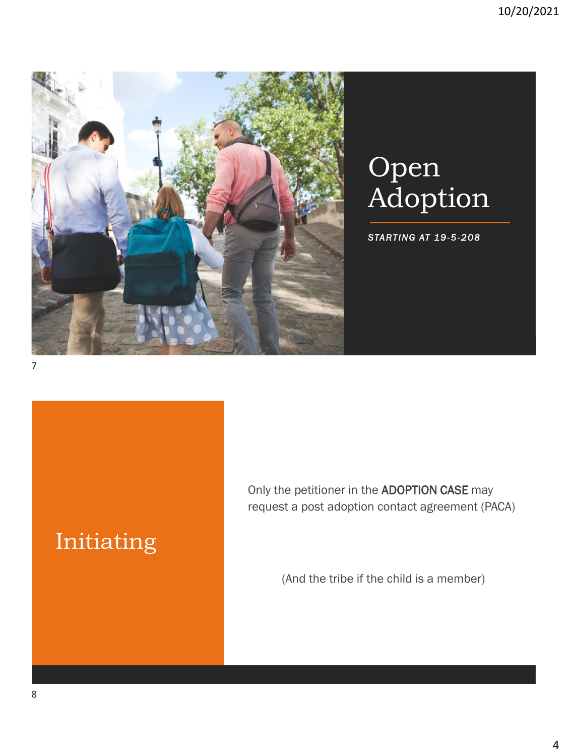# Open Adoption

*STARTING AT 19-5-208*

## Initiating

Only the petitioner in the **ADOPTION CASE** may request a post adoption contact agreement (PACA)

(And the tribe if the child is a member)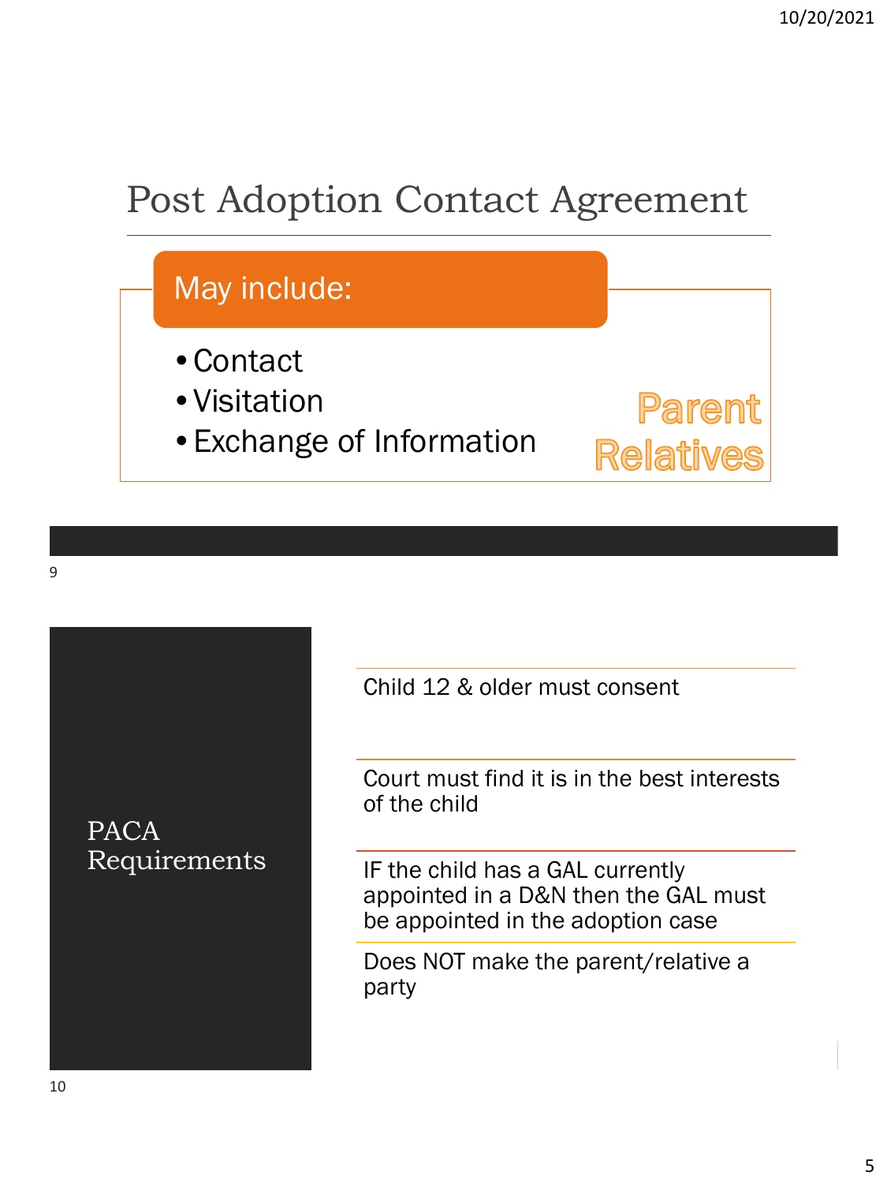# Post Adoption Contact Agreement

## May include:

- Contact
- Visitation
- Exchange of Information

Parent

Relatives

## PACA Requirements

- Child 12 & older must consent
- Court must find it is in the best interests of the child
- IF the child has a GAL currently appointed in a D&N then the GAL must be appointed in the adoption case
- Does NOT make the parent/relative a party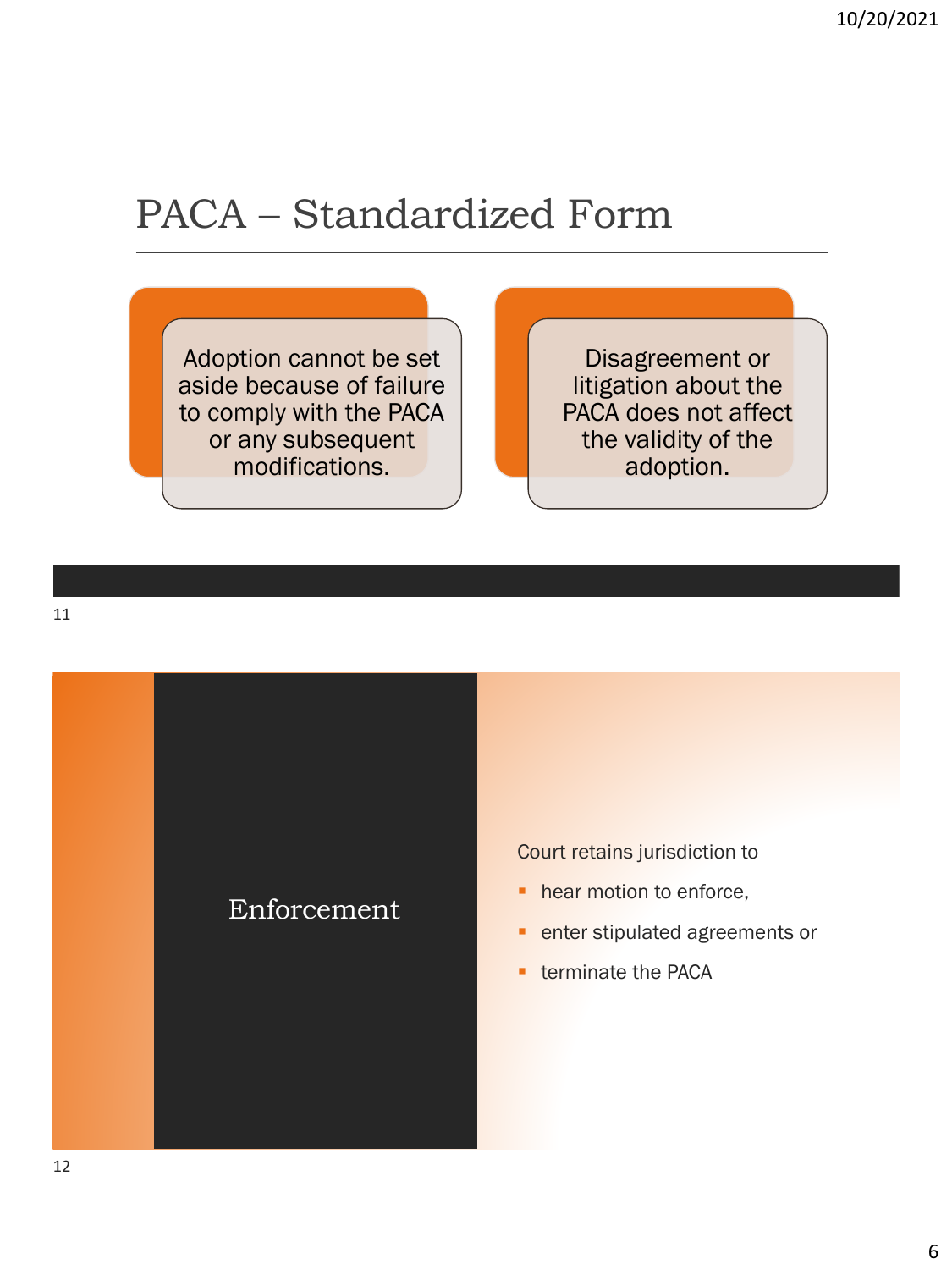# PACA – Standardized Form

Adoption cannot be set aside because of failure to comply with the PACA or any subsequent modifications.

Disagreement or litigation about the PACA does not affect the validity of the adoption.

# Enforcement

Court retains jurisdiction to

- hear motion to enforce,
- enter stipulated agreements or
- terminate the PACA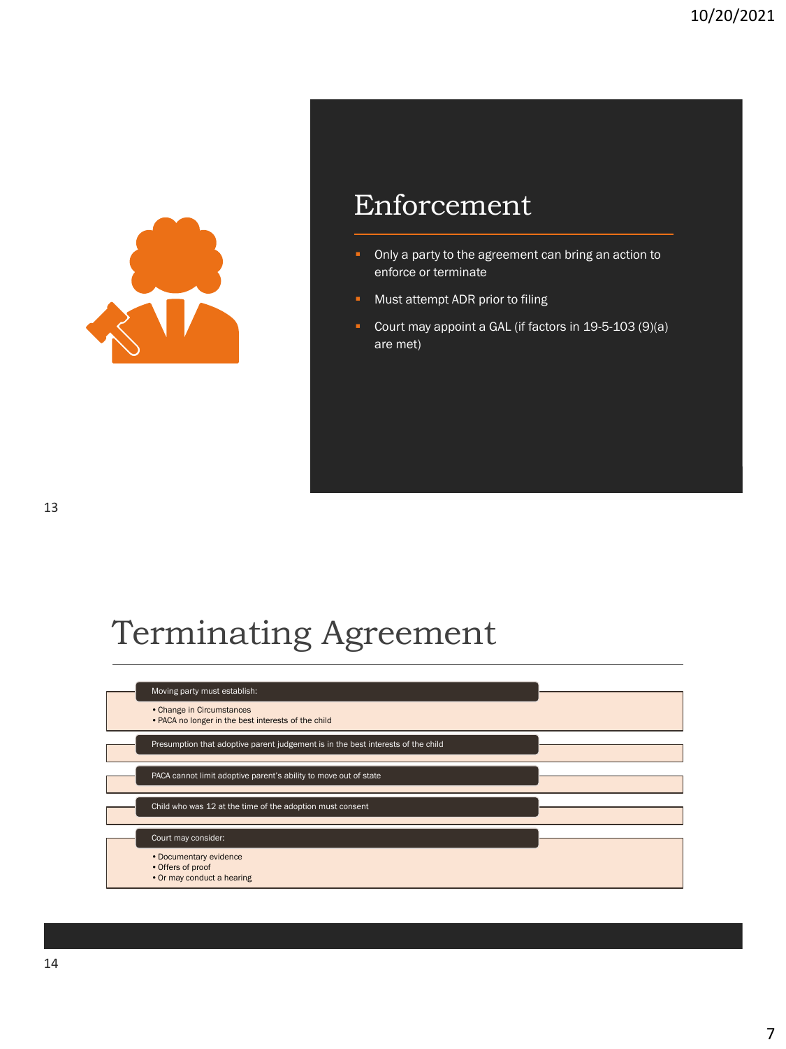## Enforcement

- Only a party to the agreement can bring an action to enforce or terminate
- Must attempt ADR prior to filing
- Court may appoint a GAL (if factors in 19-5-103 (9)(a) are met)

## Terminating Agreement

**Moving party must establish:**

- Change in Circumstances
- PACA no longer in the best interests of the child

**Presumption that adoptive parent judgement is in the best interests of the child**

**PACA cannot limit adoptive parent's ability to move out of state**

**Child who was 12 at the time of the adoption must consent**

**Court may consider:**

- Documentary evidence
- Offers of proof
- Or may conduct a hearing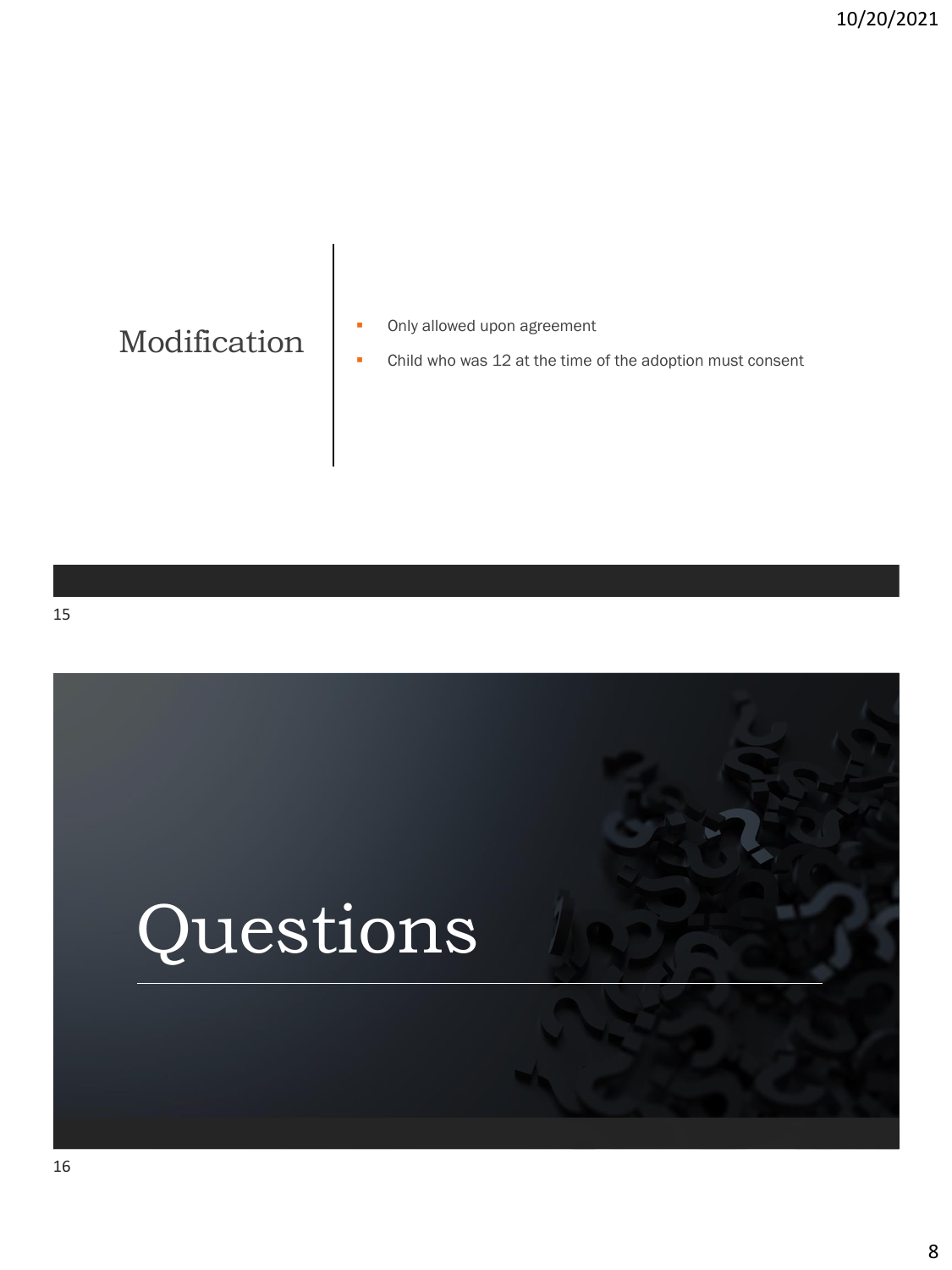## Modification

- Only allowed upon agreement
- Child who was 12 at the time of the adoption must consent

## Questions